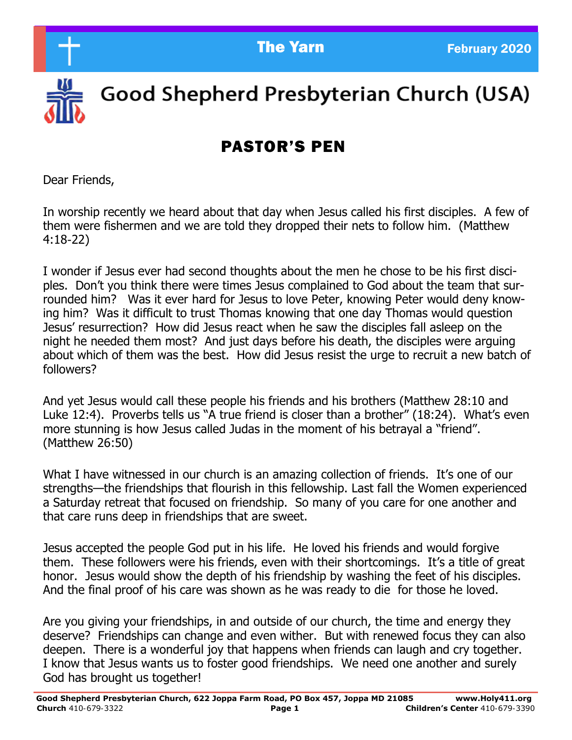The Yarn — February 2020

# Good Shepherd Presbyterian Church (USA)

## PASTOR'S PEN

Dear Friends,

In worship recently we heard about that day when Jesus called his first disciples. A few of them were fishermen and we are told they dropped their nets to follow him. (Matthew 4:18-22)

I wonder if Jesus ever had second thoughts about the men he chose to be his first disciples. Don't you think there were times Jesus complained to God about the team that surrounded him? Was it ever hard for Jesus to love Peter, knowing Peter would deny knowing him? Was it difficult to trust Thomas knowing that one day Thomas would question Jesus' resurrection? How did Jesus react when he saw the disciples fall asleep on the night he needed them most? And just days before his death, the disciples were arguing about which of them was the best. How did Jesus resist the urge to recruit a new batch of followers?

And yet Jesus would call these people his friends and his brothers (Matthew 28:10 and Luke 12:4). Proverbs tells us "A true friend is closer than a brother" (18:24). What's even more stunning is how Jesus called Judas in the moment of his betrayal a "friend". (Matthew 26:50)

What I have witnessed in our church is an amazing collection of friends. It's one of our strengths—the friendships that flourish in this fellowship. Last fall the Women experienced a Saturday retreat that focused on friendship. So many of you care for one another and that care runs deep in friendships that are sweet.

Jesus accepted the people God put in his life. He loved his friends and would forgive them. These followers were his friends, even with their shortcomings. It's a title of great honor. Jesus would show the depth of his friendship by washing the feet of his disciples. And the final proof of his care was shown as he was ready to die for those he loved.

Are you giving your friendships, in and outside of our church, the time and energy they deserve? Friendships can change and even wither. But with renewed focus they can also deepen. There is a wonderful joy that happens when friends can laugh and cry together. I know that Jesus wants us to foster good friendships. We need one another and surely God has brought us together!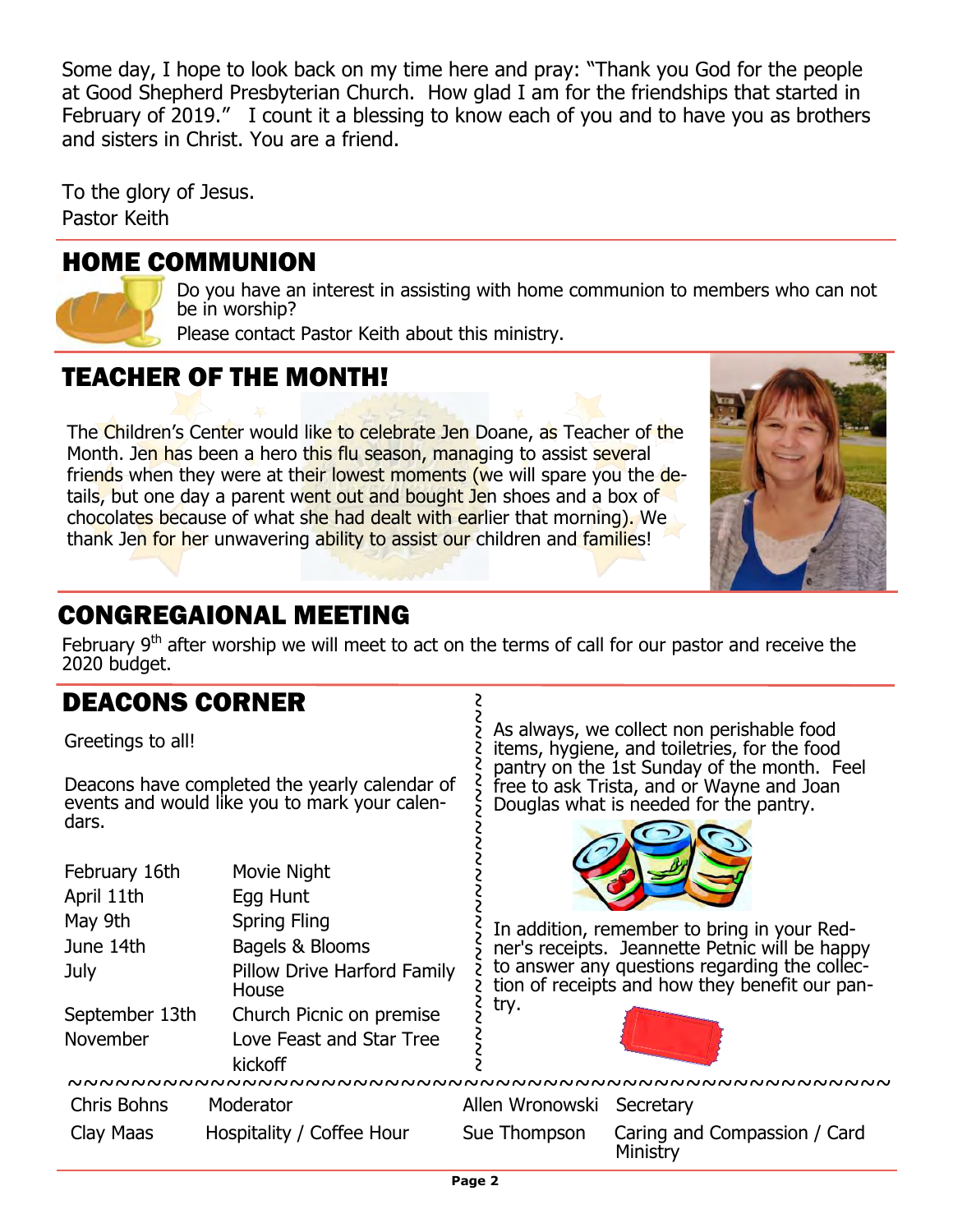Some day, I hope to look back on my time here and pray: "Thank you God for the people at Good Shepherd Presbyterian Church. How glad I am for the friendships that started in February of 2019." I count it a blessing to know each of you and to have you as brothers and sisters in Christ. You are a friend.

To the glory of Jesus.
Pastor Keith

## HOME COMMUNION

Do you have an interest in assisting with home communion to members who can not be in worship?
Please contact Pastor Keith about this ministry.

## TEACHER OF THE MONTH!

The Children's Center would like to celebrate Jen Doane, as Teacher of the Month. Jen has been a hero this flu season, managing to assist several friends when they were at their lowest moments (we will spare you the details, but one day a parent went out and bought Jen shoes and a box of chocolates because of what she had dealt with earlier that morning). We thank Jen for her unwavering ability to assist our children and families!

## CONGREGAIONAL MEETING

February 9th after worship we will meet to act on the terms of call for our pastor and receive the 2020 budget.

## DEACONS CORNER

Greetings to all!

Deacons have completed the yearly calendar of events and would like you to mark your calendars.

| | |
|---|---|
| February 16th | Movie Night |
| April 11th | Egg Hunt |
| May 9th | Spring Fling |
| June 14th | Bagels & Blooms |
| July | Pillow Drive Harford Family House |
| September 13th | Church Picnic on premise |
| November | Love Feast and Star Tree kickoff |

As always, we collect non perishable food items, hygiene, and toiletries, for the food pantry on the 1st Sunday of the month. Feel free to ask Trista, and or Wayne and Joan Douglas what is needed for the pantry.

In addition, remember to bring in your Redner's receipts. Jeannette Petnic will be happy to answer any questions regarding the collection of receipts and how they benefit our pantry.

| | | | |
|---|---|---|---|
| Chris Bohns | Moderator | Allen Wronowski | Secretary |
| Clay Maas | Hospitality / Coffee Hour | Sue Thompson | Caring and Compassion / Card Ministry |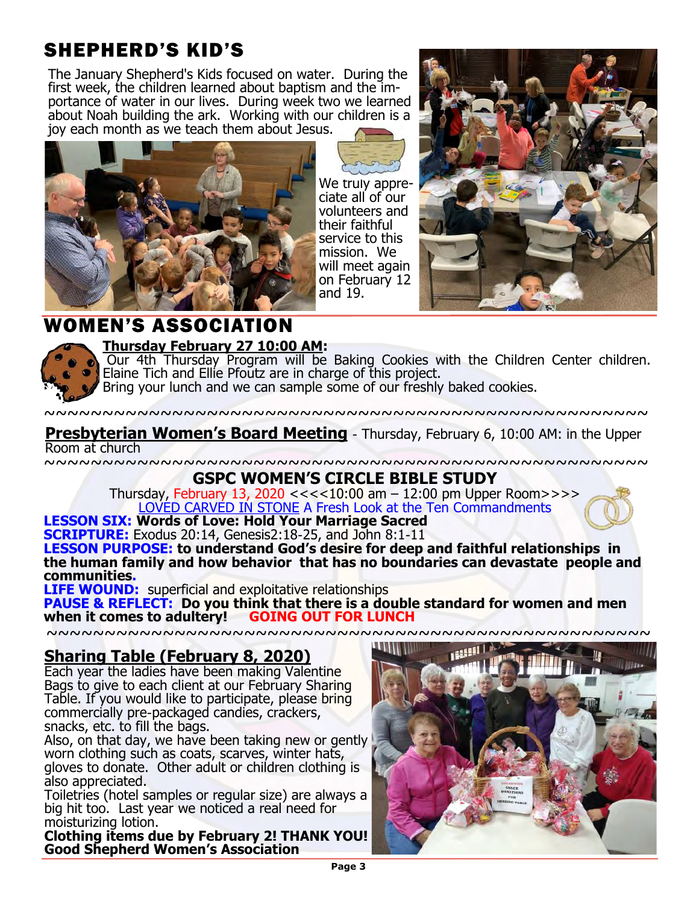## SHEPHERD'S KID'S

The January Shepherd's Kids focused on water. During the first week, the children learned about baptism and the importance of water in our lives. During week two we learned about Noah building the ark. Working with our children is a joy each month as we teach them about Jesus.

We truly appreciate all of our volunteers and their faithful service to this mission. We will meet again on February 12 and 19.

## WOMEN'S ASSOCIATION

**Thursday February 27 10:00 AM:**

Our 4th Thursday Program will be Baking Cookies with the Children Center children. Elaine Tich and Ellie Pfoutz are in charge of this project.

Bring your lunch and we can sample some of our freshly baked cookies.

~~~~~~~~~~~~~~~~~~~~~~~~~~~~~~~~~~~~~~~~~~~~~~~~~~~~~~~~~~~

**Presbyterian Women's Board Meeting** - Thursday, February 6, 10:00 AM: in the Upper Room at church

~~~~~~~~~~~~~~~~~~~~~~~~~~~~~~~~~~~~~~~~~~~~~~~~~~~~~~~~~~~

### GSPC WOMEN'S CIRCLE BIBLE STUDY

Thursday, February 13, 2020 <<<<10:00 am – 12:00 pm Upper Room>>>>

LOVED CARVED IN STONE A Fresh Look at the Ten Commandments

**LESSON SIX: Words of Love: Hold Your Marriage Sacred**

**SCRIPTURE:** Exodus 20:14, Genesis2:18-25, and John 8:1-11

**LESSON PURPOSE: to understand God's desire for deep and faithful relationships in the human family and how behavior that has no boundaries can devastate people and communities.**

**LIFE WOUND:** superficial and exploitative relationships

**PAUSE & REFLECT: Do you think that there is a double standard for women and men when it comes to adultery! GOING OUT FOR LUNCH**

~~~~~~~~~~~~~~~~~~~~~~~~~~~~~~~~~~~~~~~~~~~~~~~~~~~~~~~~~~~

### Sharing Table (February 8, 2020)

Each year the ladies have been making Valentine Bags to give to each client at our February Sharing Table. If you would like to participate, please bring commercially pre-packaged candies, crackers, snacks, etc. to fill the bags.

Also, on that day, we have been taking new or gently worn clothing such as coats, scarves, winter hats, gloves to donate. Other adult or children clothing is also appreciated.

Toiletries (hotel samples or regular size) are always a big hit too. Last year we noticed a real need for moisturizing lotion.

**Clothing items due by February 2! THANK YOU!**
**Good Shepherd Women's Association**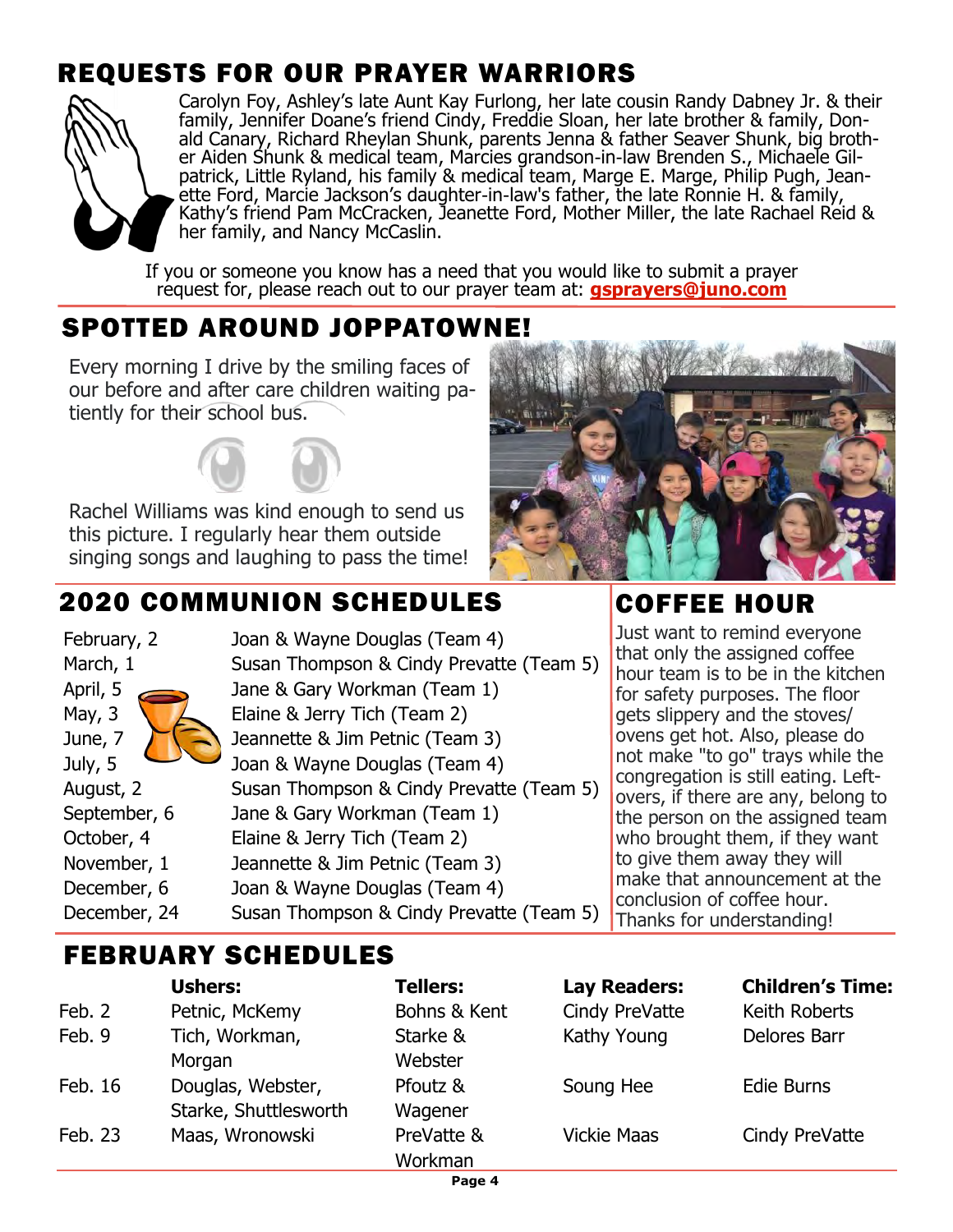## REQUESTS FOR OUR PRAYER WARRIORS

Carolyn Foy, Ashley's late Aunt Kay Furlong, her late cousin Randy Dabney Jr. & their family, Jennifer Doane's friend Cindy, Freddie Sloan, her late brother & family, Donald Canary, Richard Rheylan Shunk, parents Jenna & father Seaver Shunk, big brother Aiden Shunk & medical team, Marcies grandson-in-law Brenden S., Michaele Gilpatrick, Little Ryland, his family & medical team, Marge E. Marge, Philip Pugh, Jeanette Ford, Marcie Jackson's daughter-in-law's father, the late Ronnie H. & family, Kathy's friend Pam McCracken, Jeanette Ford, Mother Miller, the late Rachael Reid & her family, and Nancy McCaslin.

If you or someone you know has a need that you would like to submit a prayer request for, please reach out to our prayer team at: **gsprayers@juno.com**

## SPOTTED AROUND JOPPATOWNE!

Every morning I drive by the smiling faces of our before and after care children waiting patiently for their school bus.

Rachel Williams was kind enough to send us this picture. I regularly hear them outside singing songs and laughing to pass the time!

## 2020 COMMUNION SCHEDULES

| | |
|---|---|
| February, 2 | Joan & Wayne Douglas (Team 4) |
| March, 1 | Susan Thompson & Cindy Prevatte (Team 5) |
| April, 5 | Jane & Gary Workman (Team 1) |
| May, 3 | Elaine & Jerry Tich (Team 2) |
| June, 7 | Jeannette & Jim Petnic (Team 3) |
| July, 5 | Joan & Wayne Douglas (Team 4) |
| August, 2 | Susan Thompson & Cindy Prevatte (Team 5) |
| September, 6 | Jane & Gary Workman (Team 1) |
| October, 4 | Elaine & Jerry Tich (Team 2) |
| November, 1 | Jeannette & Jim Petnic (Team 3) |
| December, 6 | Joan & Wayne Douglas (Team 4) |
| December, 24 | Susan Thompson & Cindy Prevatte (Team 5) |

## COFFEE HOUR

Just want to remind everyone that only the assigned coffee hour team is to be in the kitchen for safety purposes. The floor gets slippery and the stoves/ovens get hot. Also, please do not make "to go" trays while the congregation is still eating. Leftovers, if there are any, belong to the person on the assigned team who brought them, if they want to give them away they will make that announcement at the conclusion of coffee hour. Thanks for understanding!

## FEBRUARY SCHEDULES

| | Ushers: | Tellers: | Lay Readers: | Children's Time: |
|---|---|---|---|---|
| Feb. 2 | Petnic, McKemy | Bohns & Kent | Cindy PreVatte | Keith Roberts |
| Feb. 9 | Tich, Workman, Morgan | Starke & Webster | Kathy Young | Delores Barr |
| Feb. 16 | Douglas, Webster, Starke, Shuttlesworth | Pfoutz & Wagener | Soung Hee | Edie Burns |
| Feb. 23 | Maas, Wronowski | PreVatte & Workman | Vickie Maas | Cindy PreVatte |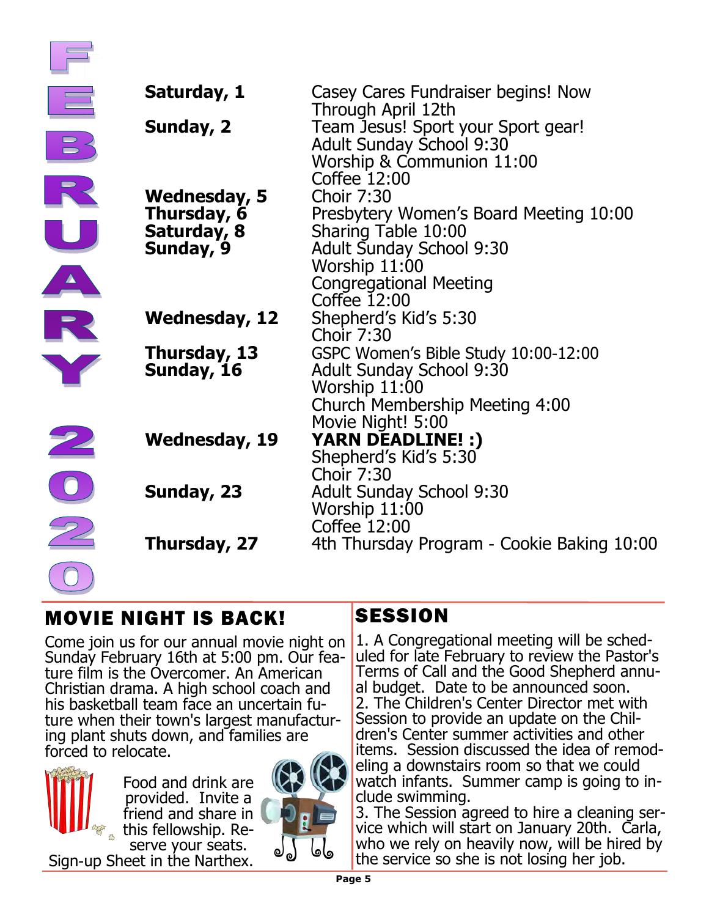# FEBRUARY 2020

| | |
|---|---|
| **Saturday, 1** | Casey Cares Fundraiser begins! Now Through April 12th |
| **Sunday, 2** | Team Jesus! Sport your Sport gear!<br>Adult Sunday School 9:30<br>Worship & Communion 11:00<br>Coffee 12:00 |
| **Wednesday, 5** | Choir 7:30 |
| **Thursday, 6** | Presbytery Women's Board Meeting 10:00 |
| **Saturday, 8** | Sharing Table 10:00 |
| **Sunday, 9** | Adult Sunday School 9:30<br>Worship 11:00<br>Congregational Meeting<br>Coffee 12:00 |
| **Wednesday, 12** | Shepherd's Kid's 5:30<br>Choir 7:30 |
| **Thursday, 13** | GSPC Women's Bible Study 10:00-12:00 |
| **Sunday, 16** | Adult Sunday School 9:30<br>Worship 11:00<br>Church Membership Meeting 4:00<br>Movie Night! 5:00 |
| **Wednesday, 19** | **YARN DEADLINE! :)**<br>Shepherd's Kid's 5:30<br>Choir 7:30 |
| **Sunday, 23** | Adult Sunday School 9:30<br>Worship 11:00<br>Coffee 12:00 |
| **Thursday, 27** | 4th Thursday Program - Cookie Baking 10:00 |

## MOVIE NIGHT IS BACK!

Come join us for our annual movie night on Sunday February 16th at 5:00 pm. Our feature film is the Overcomer. An American Christian drama. A high school coach and his basketball team face an uncertain future when their town's largest manufacturing plant shuts down, and families are forced to relocate.

Food and drink are provided. Invite a friend and share in this fellowship. Reserve your seats.

Sign-up Sheet in the Narthex.

## SESSION

1. A Congregational meeting will be scheduled for late February to review the Pastor's Terms of Call and the Good Shepherd annual budget. Date to be announced soon.
2. The Children's Center Director met with Session to provide an update on the Children's Center summer activities and other items. Session discussed the idea of remodeling a downstairs room so that we could watch infants. Summer camp is going to include swimming.
3. The Session agreed to hire a cleaning service which will start on January 20th. Carla, who we rely on heavily now, will be hired by the service so she is not losing her job.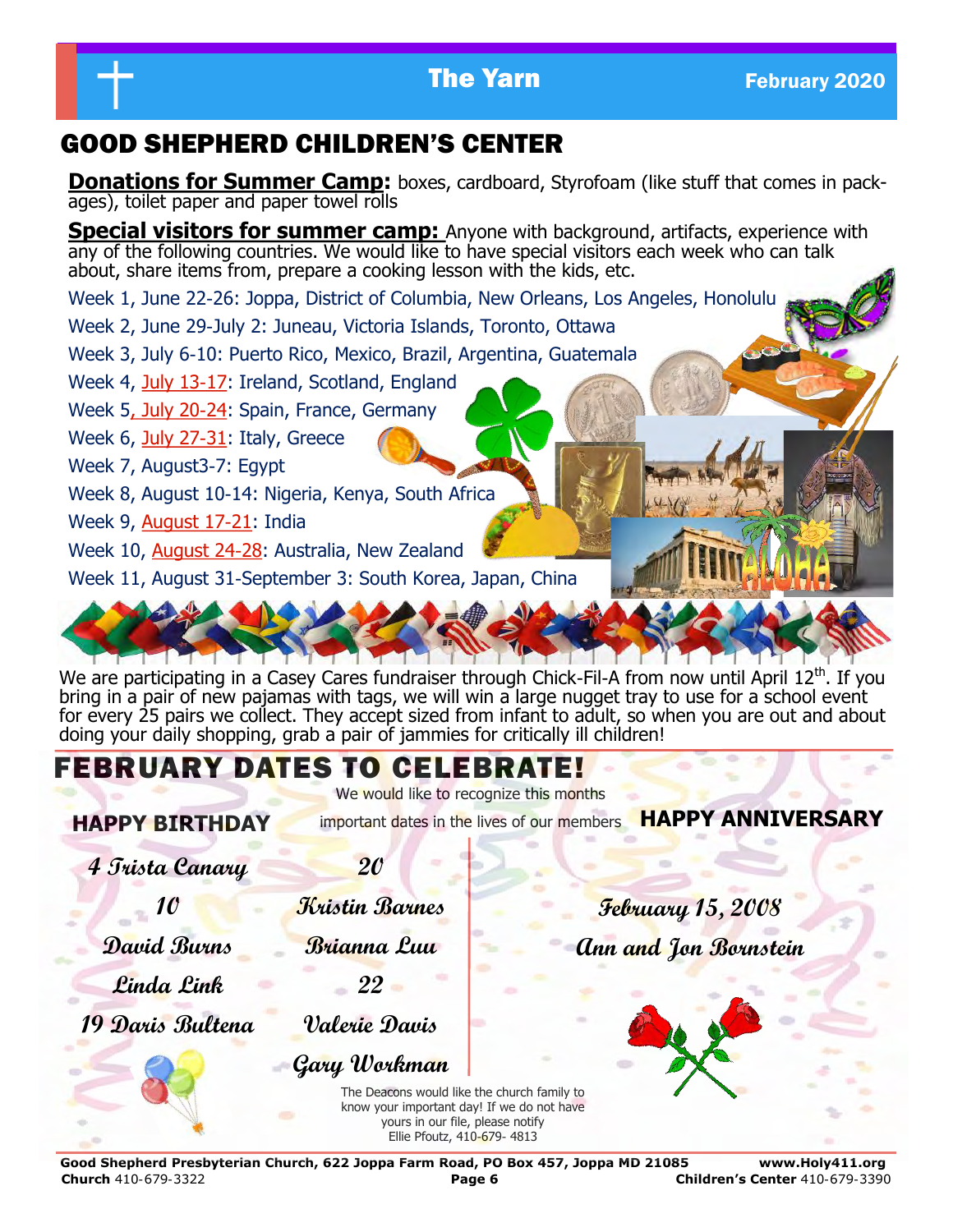## GOOD SHEPHERD CHILDREN'S CENTER

**Donations for Summer Camp:** boxes, cardboard, Styrofoam (like stuff that comes in packages), toilet paper and paper towel rolls

**Special visitors for summer camp:** Anyone with background, artifacts, experience with any of the following countries. We would like to have special visitors each week who can talk about, share items from, prepare a cooking lesson with the kids, etc.

Week 1, June 22-26: Joppa, District of Columbia, New Orleans, Los Angeles, Honolulu

Week 2, June 29-July 2: Juneau, Victoria Islands, Toronto, Ottawa

Week 3, July 6-10: Puerto Rico, Mexico, Brazil, Argentina, Guatemala

Week 4, July 13-17: Ireland, Scotland, England

Week 5, July 20-24: Spain, France, Germany

Week 6, July 27-31: Italy, Greece

Week 7, August3-7: Egypt

Week 8, August 10-14: Nigeria, Kenya, South Africa

Week 9, August 17-21: India

Week 10, August 24-28: Australia, New Zealand

Week 11, August 31-September 3: South Korea, Japan, China

We are participating in a Casey Cares fundraiser through Chick-Fil-A from now until April 12th. If you bring in a pair of new pajamas with tags, we will win a large nugget tray to use for a school event for every 25 pairs we collect. They accept sized from infant to adult, so when you are out and about doing your daily shopping, grab a pair of jammies for critically ill children!

## FEBRUARY DATES TO CELEBRATE!

We would like to recognize this months important dates in the lives of our members

### HAPPY BIRTHDAY

4 Trista Canary

10 David Burns, Linda Link

19 Davis Bultena

20 Kristin Barnes, Brianna Luu

22 Valerie Davis, Gary Workman

### HAPPY ANNIVERSARY

February 15, 2008
Ann and Jon Bornstein

The Deacons would like the church family to know your important day! If we do not have yours in our file, please notify Ellie Pfoutz, 410-679- 4813

Good Shepherd Presbyterian Church, 622 Joppa Farm Road, PO Box 457, Joppa MD 21085 www.Holy411.org
**Church** 410-679-3322 **Children's Center** 410-679-3390